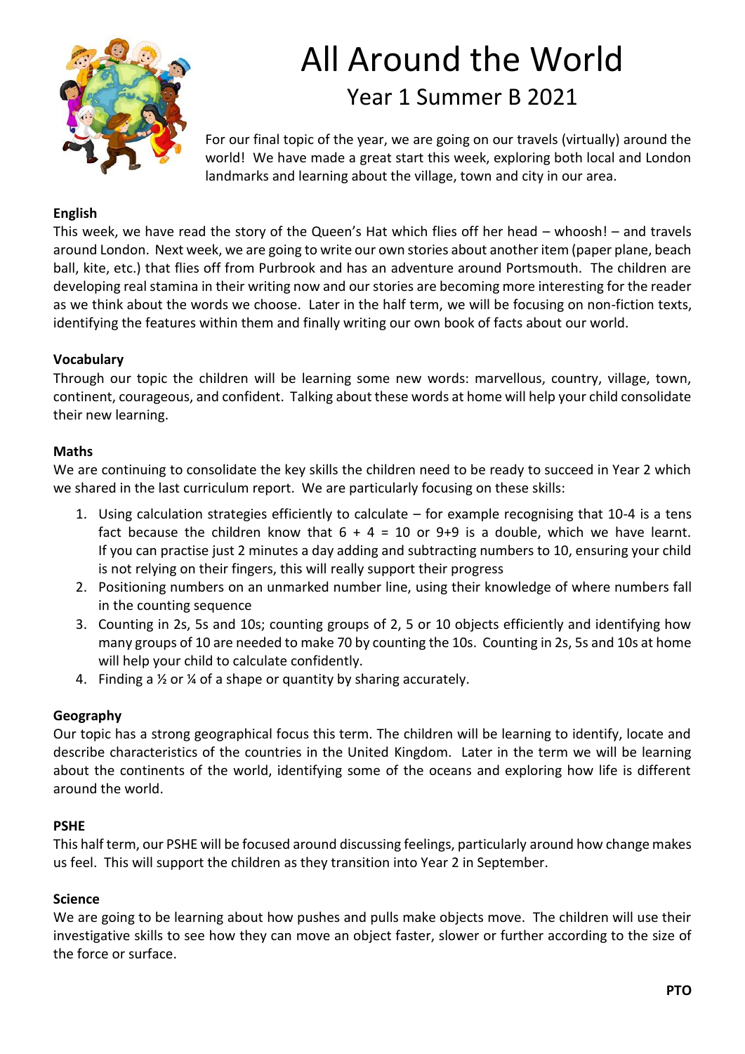# All Around the World

## Year 1 Summer B 2021

For our final topic of the year, we are going on our travels (virtually) around the world! We have made a great start this week, exploring both local and London landmarks and learning about the village, town and city in our area.

**English**

This week, we have read the story of the Queen's Hat which flies off her head – whoosh! – and travels around London. Next week, we are going to write our own stories about another item (paper plane, beach ball, kite, etc.) that flies off from Purbrook and has an adventure around Portsmouth. The children are developing real stamina in their writing now and our stories are becoming more interesting for the reader as we think about the words we choose. Later in the half term, we will be focusing on non-fiction texts, identifying the features within them and finally writing our own book of facts about our world.

**Vocabulary**

Through our topic the children will be learning some new words: marvellous, country, village, town, continent, courageous, and confident. Talking about these words at home will help your child consolidate their new learning.

**Maths**

We are continuing to consolidate the key skills the children need to be ready to succeed in Year 2 which we shared in the last curriculum report. We are particularly focusing on these skills:

1. Using calculation strategies efficiently to calculate – for example recognising that 10-4 is a tens fact because the children know that 6 + 4 = 10 or 9+9 is a double, which we have learnt. If you can practise just 2 minutes a day adding and subtracting numbers to 10, ensuring your child is not relying on their fingers, this will really support their progress
2. Positioning numbers on an unmarked number line, using their knowledge of where numbers fall in the counting sequence
3. Counting in 2s, 5s and 10s; counting groups of 2, 5 or 10 objects efficiently and identifying how many groups of 10 are needed to make 70 by counting the 10s. Counting in 2s, 5s and 10s at home will help your child to calculate confidently.
4. Finding a ½ or ¼ of a shape or quantity by sharing accurately.

**Geography**

Our topic has a strong geographical focus this term. The children will be learning to identify, locate and describe characteristics of the countries in the United Kingdom. Later in the term we will be learning about the continents of the world, identifying some of the oceans and exploring how life is different around the world.

**PSHE**

This half term, our PSHE will be focused around discussing feelings, particularly around how change makes us feel. This will support the children as they transition into Year 2 in September.

**Science**

We are going to be learning about how pushes and pulls make objects move. The children will use their investigative skills to see how they can move an object faster, slower or further according to the size of the force or surface.

**PTO**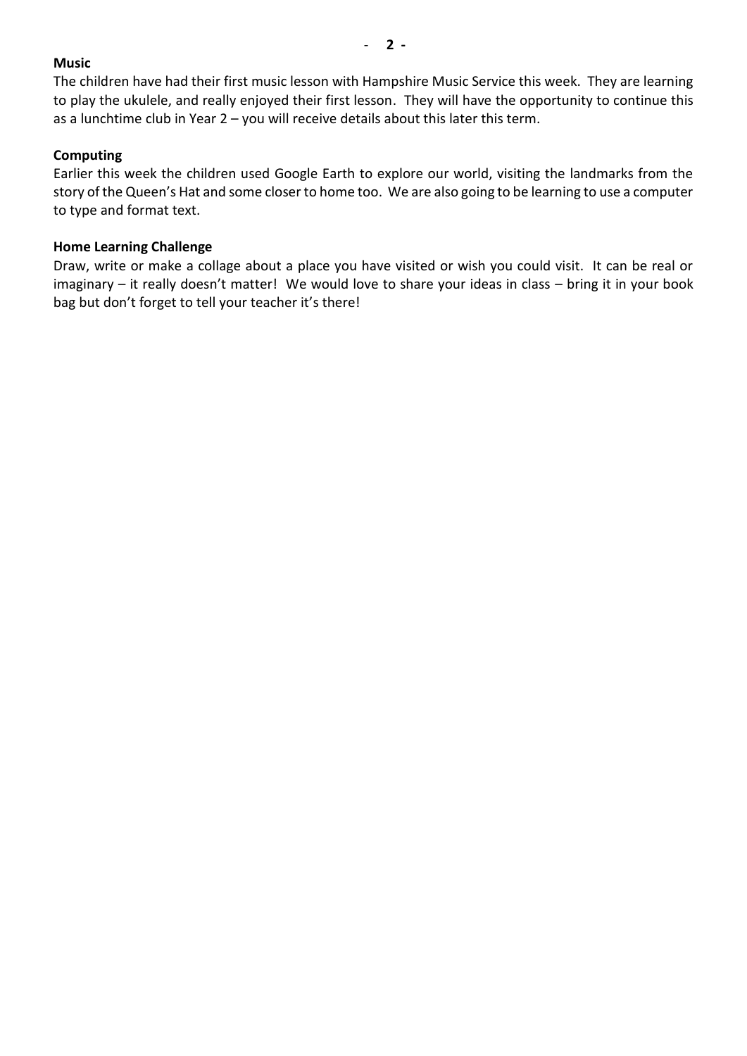**Music**

The children have had their first music lesson with Hampshire Music Service this week. They are learning to play the ukulele, and really enjoyed their first lesson. They will have the opportunity to continue this as a lunchtime club in Year 2 – you will receive details about this later this term.

**Computing**

Earlier this week the children used Google Earth to explore our world, visiting the landmarks from the story of the Queen's Hat and some closer to home too. We are also going to be learning to use a computer to type and format text.

**Home Learning Challenge**

Draw, write or make a collage about a place you have visited or wish you could visit. It can be real or imaginary – it really doesn't matter! We would love to share your ideas in class – bring it in your book bag but don't forget to tell your teacher it's there!